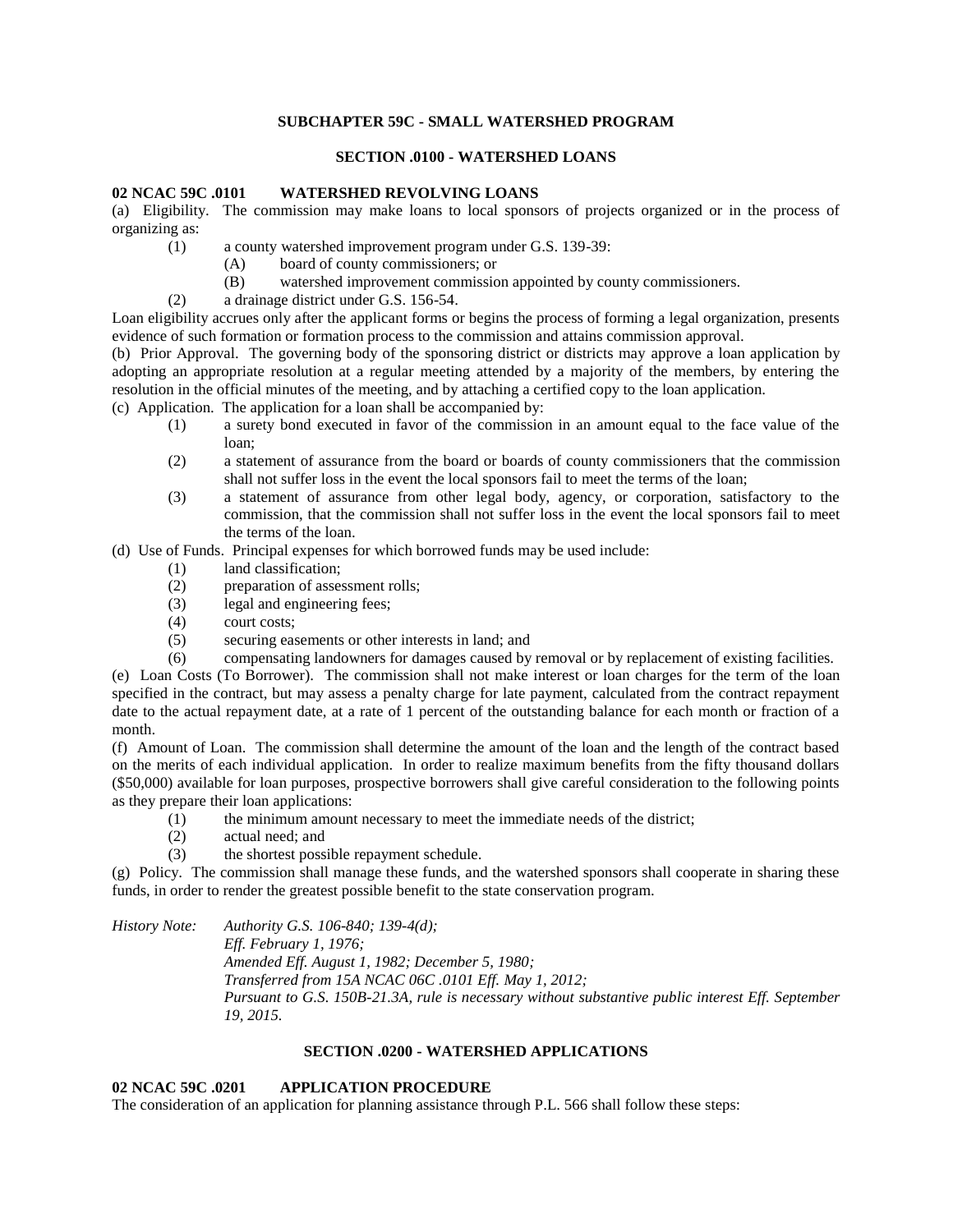## SUBCHAPTER 59C - SMALL WATERSHED PROGRAM

### SECTION .0100 - WATERSHED LOANS

**02 NCAC 59C .0101 WATERSHED REVOLVING LOANS**

(a) Eligibility. The commission may make loans to local sponsors of projects organized or in the process of organizing as:

- (1) a county watershed improvement program under G.S. 139-39:
  - (A) board of county commissioners; or
  - (B) watershed improvement commission appointed by county commissioners.
- (2) a drainage district under G.S. 156-54.

Loan eligibility accrues only after the applicant forms or begins the process of forming a legal organization, presents evidence of such formation or formation process to the commission and attains commission approval.

(b) Prior Approval. The governing body of the sponsoring district or districts may approve a loan application by adopting an appropriate resolution at a regular meeting attended by a majority of the members, by entering the resolution in the official minutes of the meeting, and by attaching a certified copy to the loan application.

(c) Application. The application for a loan shall be accompanied by:

- (1) a surety bond executed in favor of the commission in an amount equal to the face value of the loan;
- (2) a statement of assurance from the board or boards of county commissioners that the commission shall not suffer loss in the event the local sponsors fail to meet the terms of the loan;
- (3) a statement of assurance from other legal body, agency, or corporation, satisfactory to the commission, that the commission shall not suffer loss in the event the local sponsors fail to meet the terms of the loan.

(d) Use of Funds. Principal expenses for which borrowed funds may be used include:

- (1) land classification;
- (2) preparation of assessment rolls;
- (3) legal and engineering fees;
- (4) court costs;
- (5) securing easements or other interests in land; and
- (6) compensating landowners for damages caused by removal or by replacement of existing facilities.

(e) Loan Costs (To Borrower). The commission shall not make interest or loan charges for the term of the loan specified in the contract, but may assess a penalty charge for late payment, calculated from the contract repayment date to the actual repayment date, at a rate of 1 percent of the outstanding balance for each month or fraction of a month.

(f) Amount of Loan. The commission shall determine the amount of the loan and the length of the contract based on the merits of each individual application. In order to realize maximum benefits from the fifty thousand dollars ($50,000) available for loan purposes, prospective borrowers shall give careful consideration to the following points as they prepare their loan applications:

- (1) the minimum amount necessary to meet the immediate needs of the district;
- (2) actual need; and
- (3) the shortest possible repayment schedule.

(g) Policy. The commission shall manage these funds, and the watershed sponsors shall cooperate in sharing these funds, in order to render the greatest possible benefit to the state conservation program.

*History Note: Authority G.S. 106-840; 139-4(d);*
*Eff. February 1, 1976;*
*Amended Eff. August 1, 1982; December 5, 1980;*
*Transferred from 15A NCAC 06C .0101 Eff. May 1, 2012;*
*Pursuant to G.S. 150B-21.3A, rule is necessary without substantive public interest Eff. September 19, 2015.*

### SECTION .0200 - WATERSHED APPLICATIONS

**02 NCAC 59C .0201 APPLICATION PROCEDURE**

The consideration of an application for planning assistance through P.L. 566 shall follow these steps: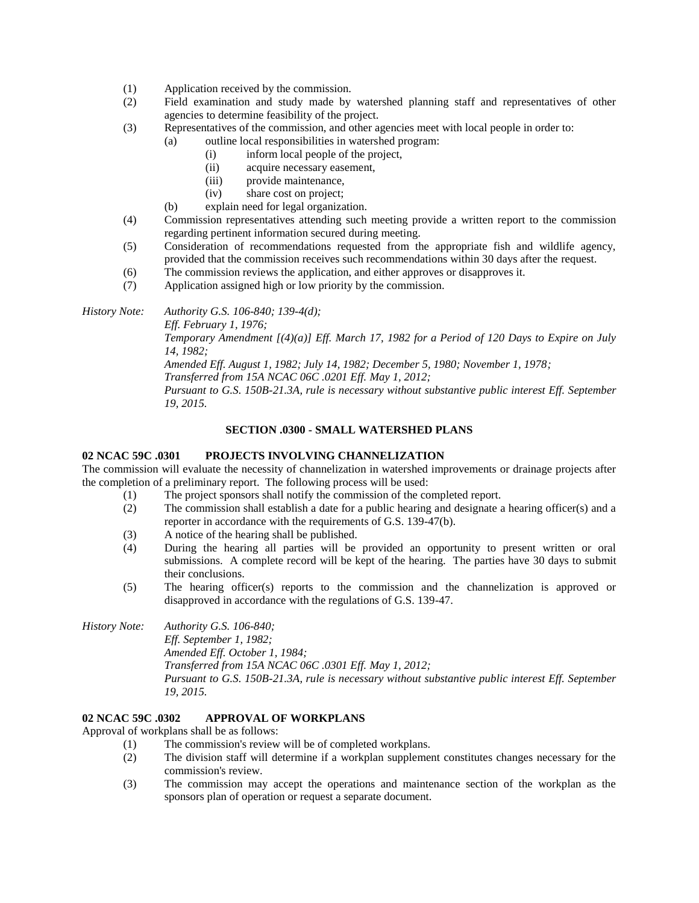(1) Application received by the commission.
(2) Field examination and study made by watershed planning staff and representatives of other agencies to determine feasibility of the project.
(3) Representatives of the commission, and other agencies meet with local people in order to:
    (a) outline local responsibilities in watershed program:
        (i) inform local people of the project,
        (ii) acquire necessary easement,
        (iii) provide maintenance,
        (iv) share cost on project;
    (b) explain need for legal organization.
(4) Commission representatives attending such meeting provide a written report to the commission regarding pertinent information secured during meeting.
(5) Consideration of recommendations requested from the appropriate fish and wildlife agency, provided that the commission receives such recommendations within 30 days after the request.
(6) The commission reviews the application, and either approves or disapproves it.
(7) Application assigned high or low priority by the commission.

*History Note: Authority G.S. 106-840; 139-4(d);*
*Eff. February 1, 1976;*
*Temporary Amendment [(4)(a)] Eff. March 17, 1982 for a Period of 120 Days to Expire on July 14, 1982;*
*Amended Eff. August 1, 1982; July 14, 1982; December 5, 1980; November 1, 1978;*
*Transferred from 15A NCAC 06C .0201 Eff. May 1, 2012;*
*Pursuant to G.S. 150B-21.3A, rule is necessary without substantive public interest Eff. September 19, 2015.*

## SECTION .0300 - SMALL WATERSHED PLANS

### 02 NCAC 59C .0301 PROJECTS INVOLVING CHANNELIZATION

The commission will evaluate the necessity of channelization in watershed improvements or drainage projects after the completion of a preliminary report. The following process will be used:

(1) The project sponsors shall notify the commission of the completed report.
(2) The commission shall establish a date for a public hearing and designate a hearing officer(s) and a reporter in accordance with the requirements of G.S. 139-47(b).
(3) A notice of the hearing shall be published.
(4) During the hearing all parties will be provided an opportunity to present written or oral submissions. A complete record will be kept of the hearing. The parties have 30 days to submit their conclusions.
(5) The hearing officer(s) reports to the commission and the channelization is approved or disapproved in accordance with the regulations of G.S. 139-47.

*History Note: Authority G.S. 106-840;*
*Eff. September 1, 1982;*
*Amended Eff. October 1, 1984;*
*Transferred from 15A NCAC 06C .0301 Eff. May 1, 2012;*
*Pursuant to G.S. 150B-21.3A, rule is necessary without substantive public interest Eff. September 19, 2015.*

### 02 NCAC 59C .0302 APPROVAL OF WORKPLANS

Approval of workplans shall be as follows:

(1) The commission's review will be of completed workplans.
(2) The division staff will determine if a workplan supplement constitutes changes necessary for the commission's review.
(3) The commission may accept the operations and maintenance section of the workplan as the sponsors plan of operation or request a separate document.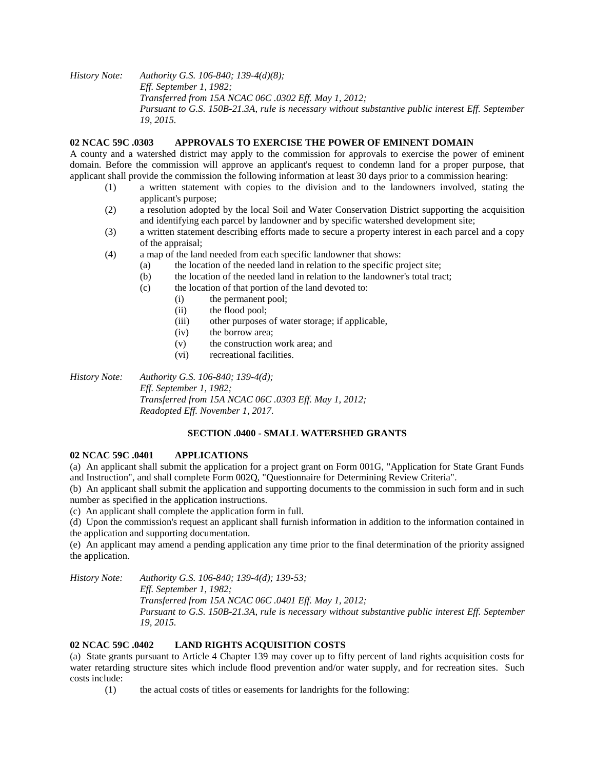*History Note: Authority G.S. 106-840; 139-4(d)(8);*
*Eff. September 1, 1982;*
*Transferred from 15A NCAC 06C .0302 Eff. May 1, 2012;*
*Pursuant to G.S. 150B-21.3A, rule is necessary without substantive public interest Eff. September 19, 2015.*

**02 NCAC 59C .0303 APPROVALS TO EXERCISE THE POWER OF EMINENT DOMAIN**

A county and a watershed district may apply to the commission for approvals to exercise the power of eminent domain. Before the commission will approve an applicant's request to condemn land for a proper purpose, that applicant shall provide the commission the following information at least 30 days prior to a commission hearing:

- (1) a written statement with copies to the division and to the landowners involved, stating the applicant's purpose;
- (2) a resolution adopted by the local Soil and Water Conservation District supporting the acquisition and identifying each parcel by landowner and by specific watershed development site;
- (3) a written statement describing efforts made to secure a property interest in each parcel and a copy of the appraisal;
- (4) a map of the land needed from each specific landowner that shows:
  - (a) the location of the needed land in relation to the specific project site;
  - (b) the location of the needed land in relation to the landowner's total tract;
  - (c) the location of that portion of the land devoted to:
    - (i) the permanent pool;
    - (ii) the flood pool;
    - (iii) other purposes of water storage; if applicable,
    - (iv) the borrow area;
    - (v) the construction work area; and
    - (vi) recreational facilities.

*History Note: Authority G.S. 106-840; 139-4(d);*
*Eff. September 1, 1982;*
*Transferred from 15A NCAC 06C .0303 Eff. May 1, 2012;*
*Readopted Eff. November 1, 2017.*

**SECTION .0400 - SMALL WATERSHED GRANTS**

**02 NCAC 59C .0401 APPLICATIONS**

(a) An applicant shall submit the application for a project grant on Form 001G, "Application for State Grant Funds and Instruction", and shall complete Form 002Q, "Questionnaire for Determining Review Criteria".

(b) An applicant shall submit the application and supporting documents to the commission in such form and in such number as specified in the application instructions.

(c) An applicant shall complete the application form in full.

(d) Upon the commission's request an applicant shall furnish information in addition to the information contained in the application and supporting documentation.

(e) An applicant may amend a pending application any time prior to the final determination of the priority assigned the application.

*History Note: Authority G.S. 106-840; 139-4(d); 139-53;*
*Eff. September 1, 1982;*
*Transferred from 15A NCAC 06C .0401 Eff. May 1, 2012;*
*Pursuant to G.S. 150B-21.3A, rule is necessary without substantive public interest Eff. September 19, 2015.*

**02 NCAC 59C .0402 LAND RIGHTS ACQUISITION COSTS**

(a) State grants pursuant to Article 4 Chapter 139 may cover up to fifty percent of land rights acquisition costs for water retarding structure sites which include flood prevention and/or water supply, and for recreation sites. Such costs include:

- (1) the actual costs of titles or easements for landrights for the following: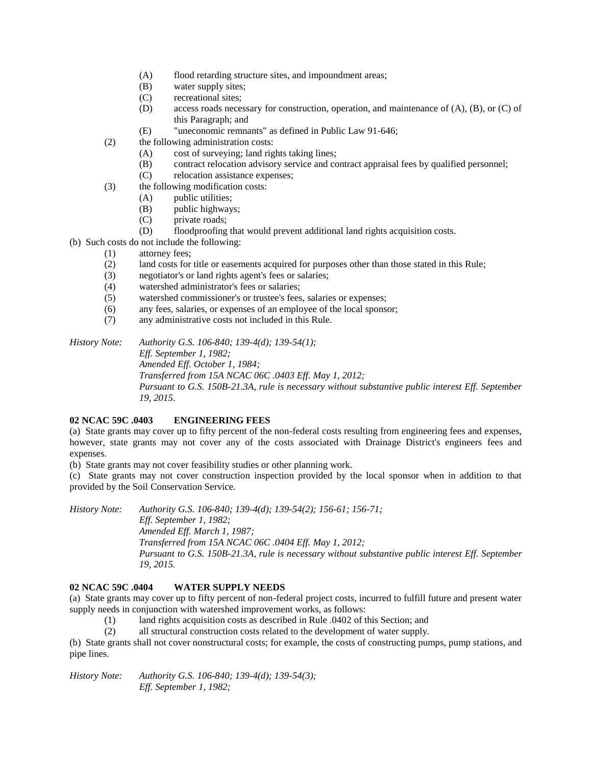(A) flood retarding structure sites, and impoundment areas;
(B) water supply sites;
(C) recreational sites;
(D) access roads necessary for construction, operation, and maintenance of (A), (B), or (C) of this Paragraph; and
(E) "uneconomic remnants" as defined in Public Law 91-646;

(2) the following administration costs:
(A) cost of surveying; land rights taking lines;
(B) contract relocation advisory service and contract appraisal fees by qualified personnel;
(C) relocation assistance expenses;

(3) the following modification costs:
(A) public utilities;
(B) public highways;
(C) private roads;
(D) floodproofing that would prevent additional land rights acquisition costs.

(b) Such costs do not include the following:
(1) attorney fees;
(2) land costs for title or easements acquired for purposes other than those stated in this Rule;
(3) negotiator's or land rights agent's fees or salaries;
(4) watershed administrator's fees or salaries;
(5) watershed commissioner's or trustee's fees, salaries or expenses;
(6) any fees, salaries, or expenses of an employee of the local sponsor;
(7) any administrative costs not included in this Rule.

*History Note: Authority G.S. 106-840; 139-4(d); 139-54(1);*
*Eff. September 1, 1982;*
*Amended Eff. October 1, 1984;*
*Transferred from 15A NCAC 06C .0403 Eff. May 1, 2012;*
*Pursuant to G.S. 150B-21.3A, rule is necessary without substantive public interest Eff. September 19, 2015.*

**02 NCAC 59C .0403 ENGINEERING FEES**

(a) State grants may cover up to fifty percent of the non-federal costs resulting from engineering fees and expenses, however, state grants may not cover any of the costs associated with Drainage District's engineers fees and expenses.

(b) State grants may not cover feasibility studies or other planning work.

(c) State grants may not cover construction inspection provided by the local sponsor when in addition to that provided by the Soil Conservation Service.

*History Note: Authority G.S. 106-840; 139-4(d); 139-54(2); 156-61; 156-71;*
*Eff. September 1, 1982;*
*Amended Eff. March 1, 1987;*
*Transferred from 15A NCAC 06C .0404 Eff. May 1, 2012;*
*Pursuant to G.S. 150B-21.3A, rule is necessary without substantive public interest Eff. September 19, 2015.*

**02 NCAC 59C .0404 WATER SUPPLY NEEDS**

(a) State grants may cover up to fifty percent of non-federal project costs, incurred to fulfill future and present water supply needs in conjunction with watershed improvement works, as follows:
(1) land rights acquisition costs as described in Rule .0402 of this Section; and
(2) all structural construction costs related to the development of water supply.

(b) State grants shall not cover nonstructural costs; for example, the costs of constructing pumps, pump stations, and pipe lines.

*History Note: Authority G.S. 106-840; 139-4(d); 139-54(3);*
*Eff. September 1, 1982;*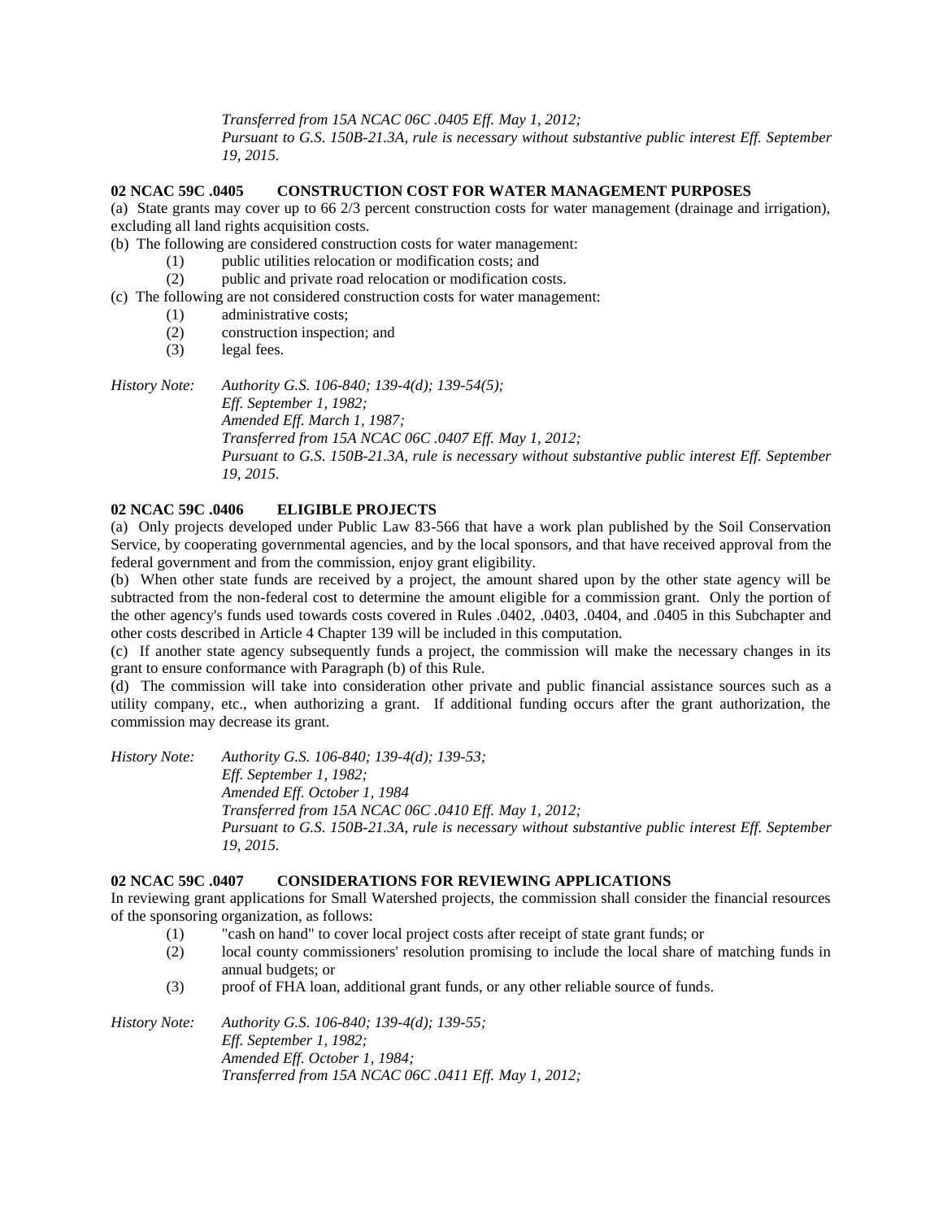*Transferred from 15A NCAC 06C .0405 Eff. May 1, 2012;*
*Pursuant to G.S. 150B-21.3A, rule is necessary without substantive public interest Eff. September 19, 2015.*

**02 NCAC 59C .0405 CONSTRUCTION COST FOR WATER MANAGEMENT PURPOSES**

(a) State grants may cover up to 66 2/3 percent construction costs for water management (drainage and irrigation), excluding all land rights acquisition costs.

(b) The following are considered construction costs for water management:

(1) public utilities relocation or modification costs; and
(2) public and private road relocation or modification costs.

(c) The following are not considered construction costs for water management:

(1) administrative costs;
(2) construction inspection; and
(3) legal fees.

*History Note: Authority G.S. 106-840; 139-4(d); 139-54(5);*
*Eff. September 1, 1982;*
*Amended Eff. March 1, 1987;*
*Transferred from 15A NCAC 06C .0407 Eff. May 1, 2012;*
*Pursuant to G.S. 150B-21.3A, rule is necessary without substantive public interest Eff. September 19, 2015.*

**02 NCAC 59C .0406 ELIGIBLE PROJECTS**

(a) Only projects developed under Public Law 83-566 that have a work plan published by the Soil Conservation Service, by cooperating governmental agencies, and by the local sponsors, and that have received approval from the federal government and from the commission, enjoy grant eligibility.

(b) When other state funds are received by a project, the amount shared upon by the other state agency will be subtracted from the non-federal cost to determine the amount eligible for a commission grant. Only the portion of the other agency's funds used towards costs covered in Rules .0402, .0403, .0404, and .0405 in this Subchapter and other costs described in Article 4 Chapter 139 will be included in this computation.

(c) If another state agency subsequently funds a project, the commission will make the necessary changes in its grant to ensure conformance with Paragraph (b) of this Rule.

(d) The commission will take into consideration other private and public financial assistance sources such as a utility company, etc., when authorizing a grant. If additional funding occurs after the grant authorization, the commission may decrease its grant.

*History Note: Authority G.S. 106-840; 139-4(d); 139-53;*
*Eff. September 1, 1982;*
*Amended Eff. October 1, 1984*
*Transferred from 15A NCAC 06C .0410 Eff. May 1, 2012;*
*Pursuant to G.S. 150B-21.3A, rule is necessary without substantive public interest Eff. September 19, 2015.*

**02 NCAC 59C .0407 CONSIDERATIONS FOR REVIEWING APPLICATIONS**

In reviewing grant applications for Small Watershed projects, the commission shall consider the financial resources of the sponsoring organization, as follows:

(1) "cash on hand" to cover local project costs after receipt of state grant funds; or
(2) local county commissioners' resolution promising to include the local share of matching funds in annual budgets; or
(3) proof of FHA loan, additional grant funds, or any other reliable source of funds.

*History Note: Authority G.S. 106-840; 139-4(d); 139-55;*
*Eff. September 1, 1982;*
*Amended Eff. October 1, 1984;*
*Transferred from 15A NCAC 06C .0411 Eff. May 1, 2012;*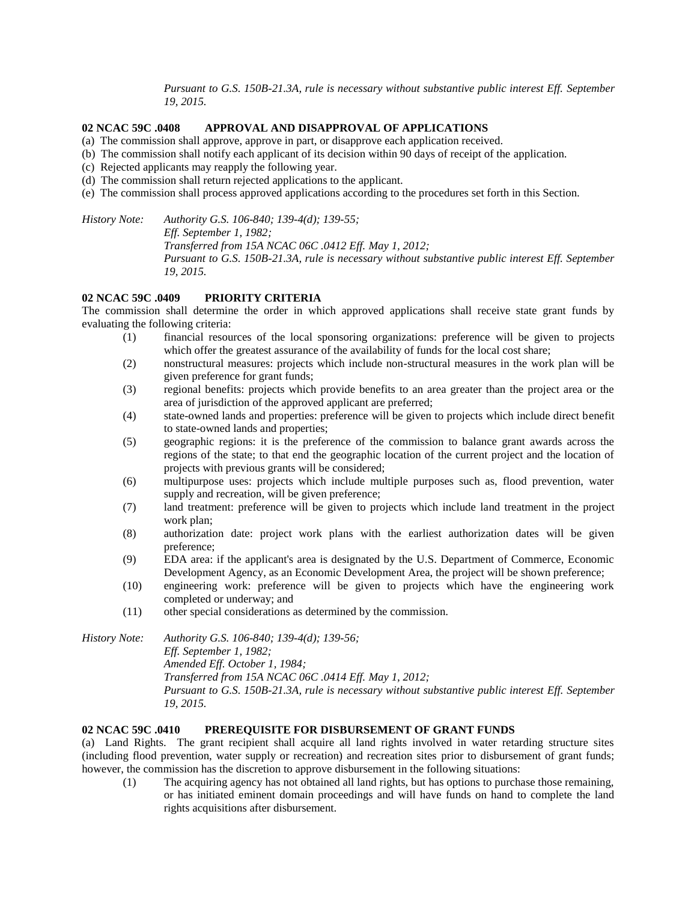*Pursuant to G.S. 150B-21.3A, rule is necessary without substantive public interest Eff. September 19, 2015.*

**02 NCAC 59C .0408 APPROVAL AND DISAPPROVAL OF APPLICATIONS**

(a) The commission shall approve, approve in part, or disapprove each application received.
(b) The commission shall notify each applicant of its decision within 90 days of receipt of the application.
(c) Rejected applicants may reapply the following year.
(d) The commission shall return rejected applications to the applicant.
(e) The commission shall process approved applications according to the procedures set forth in this Section.

*History Note: Authority G.S. 106-840; 139-4(d); 139-55;*
*Eff. September 1, 1982;*
*Transferred from 15A NCAC 06C .0412 Eff. May 1, 2012;*
*Pursuant to G.S. 150B-21.3A, rule is necessary without substantive public interest Eff. September 19, 2015.*

**02 NCAC 59C .0409 PRIORITY CRITERIA**

The commission shall determine the order in which approved applications shall receive state grant funds by evaluating the following criteria:

(1) financial resources of the local sponsoring organizations: preference will be given to projects which offer the greatest assurance of the availability of funds for the local cost share;
(2) nonstructural measures: projects which include non-structural measures in the work plan will be given preference for grant funds;
(3) regional benefits: projects which provide benefits to an area greater than the project area or the area of jurisdiction of the approved applicant are preferred;
(4) state-owned lands and properties: preference will be given to projects which include direct benefit to state-owned lands and properties;
(5) geographic regions: it is the preference of the commission to balance grant awards across the regions of the state; to that end the geographic location of the current project and the location of projects with previous grants will be considered;
(6) multipurpose uses: projects which include multiple purposes such as, flood prevention, water supply and recreation, will be given preference;
(7) land treatment: preference will be given to projects which include land treatment in the project work plan;
(8) authorization date: project work plans with the earliest authorization dates will be given preference;
(9) EDA area: if the applicant's area is designated by the U.S. Department of Commerce, Economic Development Agency, as an Economic Development Area, the project will be shown preference;
(10) engineering work: preference will be given to projects which have the engineering work completed or underway; and
(11) other special considerations as determined by the commission.

*History Note: Authority G.S. 106-840; 139-4(d); 139-56;*
*Eff. September 1, 1982;*
*Amended Eff. October 1, 1984;*
*Transferred from 15A NCAC 06C .0414 Eff. May 1, 2012;*
*Pursuant to G.S. 150B-21.3A, rule is necessary without substantive public interest Eff. September 19, 2015.*

**02 NCAC 59C .0410 PREREQUISITE FOR DISBURSEMENT OF GRANT FUNDS**

(a) Land Rights. The grant recipient shall acquire all land rights involved in water retarding structure sites (including flood prevention, water supply or recreation) and recreation sites prior to disbursement of grant funds; however, the commission has the discretion to approve disbursement in the following situations:

(1) The acquiring agency has not obtained all land rights, but has options to purchase those remaining, or has initiated eminent domain proceedings and will have funds on hand to complete the land rights acquisitions after disbursement.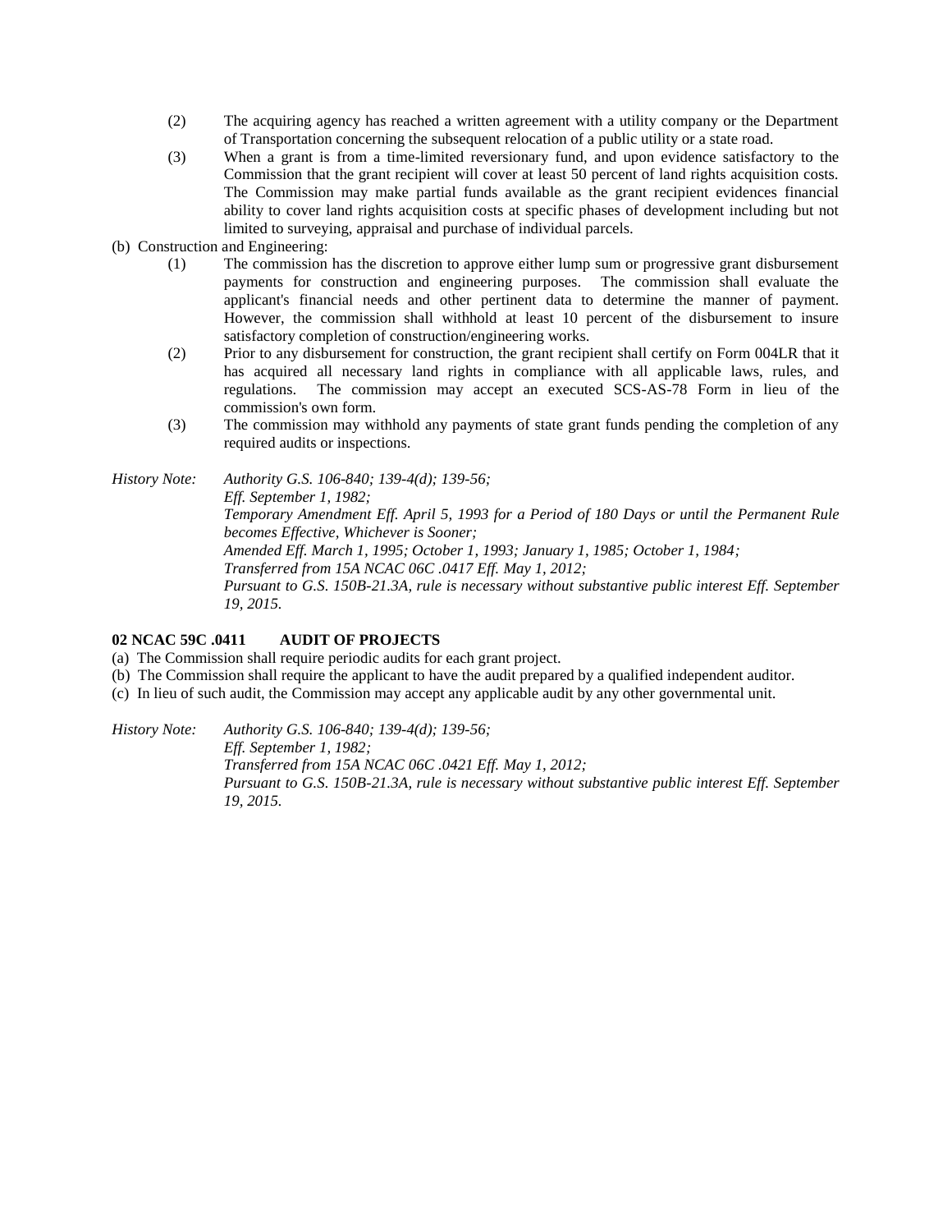(2) The acquiring agency has reached a written agreement with a utility company or the Department of Transportation concerning the subsequent relocation of a public utility or a state road.

(3) When a grant is from a time-limited reversionary fund, and upon evidence satisfactory to the Commission that the grant recipient will cover at least 50 percent of land rights acquisition costs. The Commission may make partial funds available as the grant recipient evidences financial ability to cover land rights acquisition costs at specific phases of development including but not limited to surveying, appraisal and purchase of individual parcels.

(b) Construction and Engineering:

(1) The commission has the discretion to approve either lump sum or progressive grant disbursement payments for construction and engineering purposes. The commission shall evaluate the applicant's financial needs and other pertinent data to determine the manner of payment. However, the commission shall withhold at least 10 percent of the disbursement to insure satisfactory completion of construction/engineering works.

(2) Prior to any disbursement for construction, the grant recipient shall certify on Form 004LR that it has acquired all necessary land rights in compliance with all applicable laws, rules, and regulations. The commission may accept an executed SCS-AS-78 Form in lieu of the commission's own form.

(3) The commission may withhold any payments of state grant funds pending the completion of any required audits or inspections.

*History Note: Authority G.S. 106-840; 139-4(d); 139-56;*
*Eff. September 1, 1982;*
*Temporary Amendment Eff. April 5, 1993 for a Period of 180 Days or until the Permanent Rule becomes Effective, Whichever is Sooner;*
*Amended Eff. March 1, 1995; October 1, 1993; January 1, 1985; October 1, 1984;*
*Transferred from 15A NCAC 06C .0417 Eff. May 1, 2012;*
*Pursuant to G.S. 150B-21.3A, rule is necessary without substantive public interest Eff. September 19, 2015.*

**02 NCAC 59C .0411 AUDIT OF PROJECTS**

(a) The Commission shall require periodic audits for each grant project.

(b) The Commission shall require the applicant to have the audit prepared by a qualified independent auditor.

(c) In lieu of such audit, the Commission may accept any applicable audit by any other governmental unit.

*History Note: Authority G.S. 106-840; 139-4(d); 139-56;*
*Eff. September 1, 1982;*
*Transferred from 15A NCAC 06C .0421 Eff. May 1, 2012;*
*Pursuant to G.S. 150B-21.3A, rule is necessary without substantive public interest Eff. September 19, 2015.*